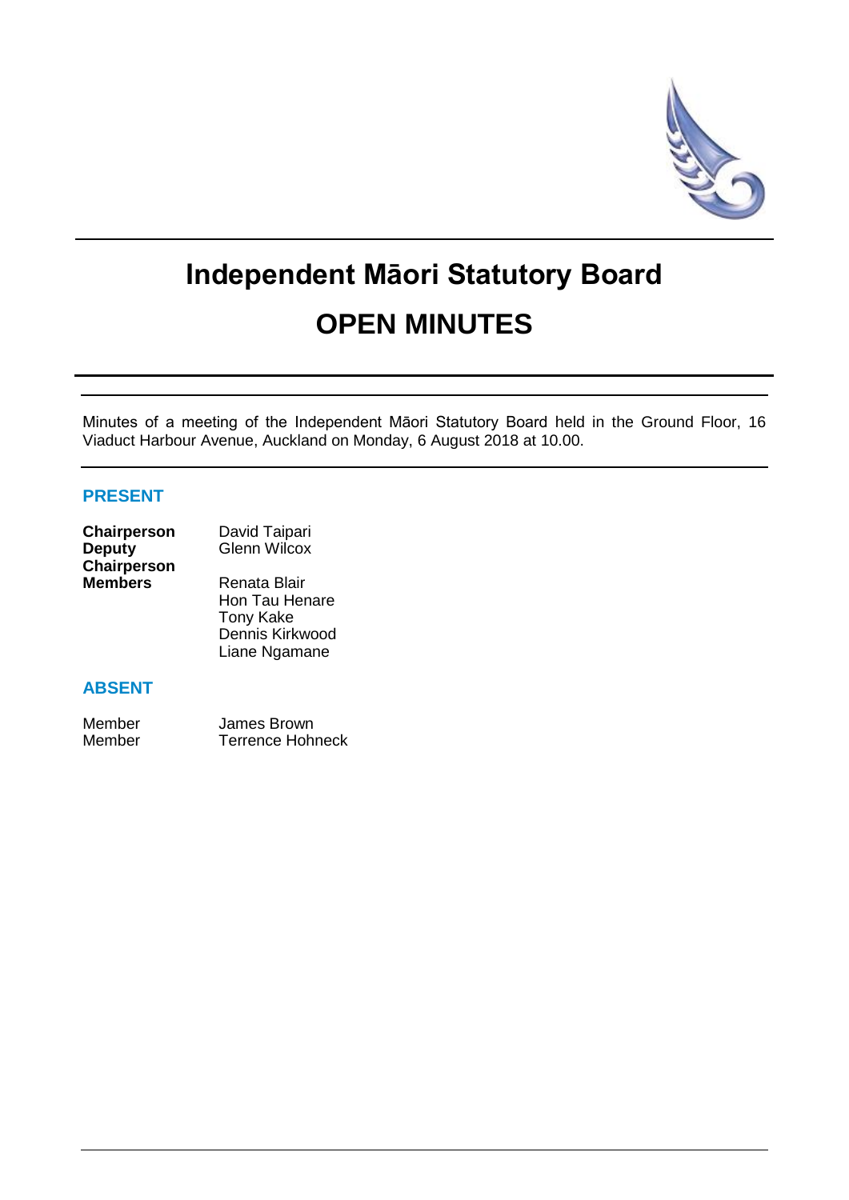# Independent Māori Statutory Board

# OPEN MINUTES

Minutes of a meeting of the Independent Māori Statutory Board held in the Ground Floor, 16 Viaduct Harbour Avenue, Auckland on Monday, 6 August 2018 at 10.00.

## PRESENT

| | |
|---|---|
| **Chairperson** | David Taipari |
| **Deputy Chairperson** | Glenn Wilcox |
| **Members** | Renata Blair |
| | Hon Tau Henare |
| | Tony Kake |
| | Dennis Kirkwood |
| | Liane Ngamane |

## ABSENT

| | |
|---|---|
| Member | James Brown |
| Member | Terrence Hohneck |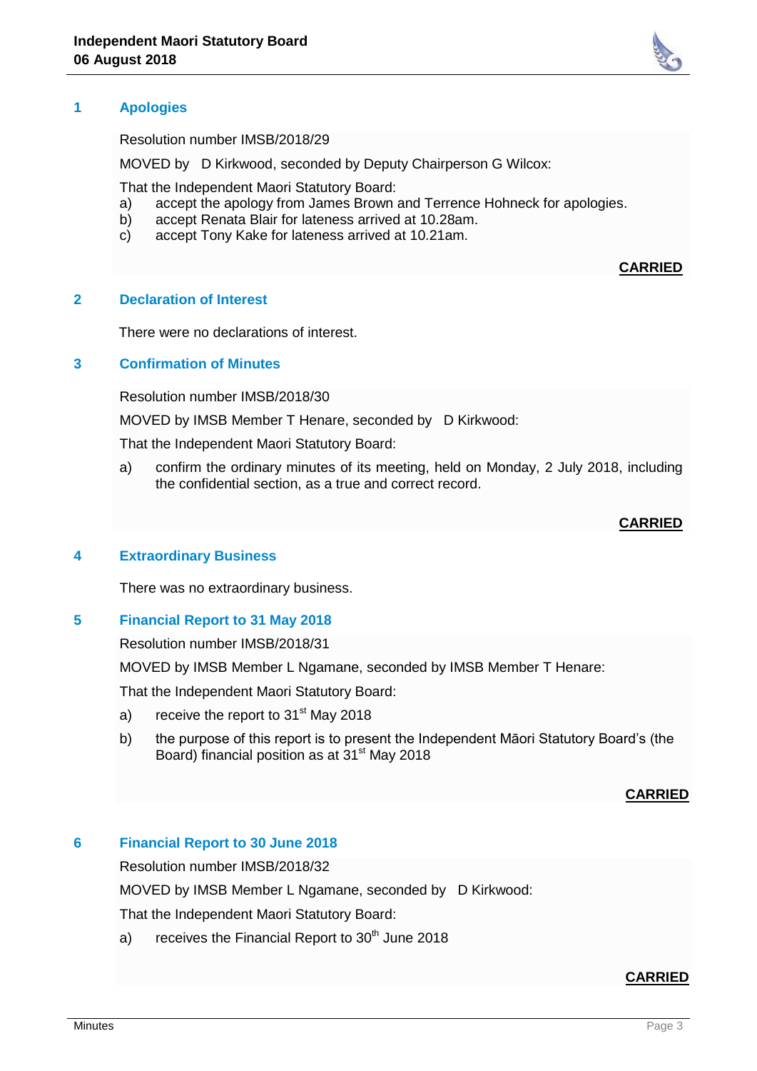## 1 Apologies

Resolution number IMSB/2018/29

MOVED by D Kirkwood, seconded by Deputy Chairperson G Wilcox:

That the Independent Maori Statutory Board:

a) accept the apology from James Brown and Terrence Hohneck for apologies.
b) accept Renata Blair for lateness arrived at 10.28am.
c) accept Tony Kake for lateness arrived at 10.21am.

**CARRIED**

## 2 Declaration of Interest

There were no declarations of interest.

## 3 Confirmation of Minutes

Resolution number IMSB/2018/30

MOVED by IMSB Member T Henare, seconded by D Kirkwood:

That the Independent Maori Statutory Board:

a) confirm the ordinary minutes of its meeting, held on Monday, 2 July 2018, including the confidential section, as a true and correct record.

**CARRIED**

## 4 Extraordinary Business

There was no extraordinary business.

## 5 Financial Report to 31 May 2018

Resolution number IMSB/2018/31

MOVED by IMSB Member L Ngamane, seconded by IMSB Member T Henare:

That the Independent Maori Statutory Board:

a) receive the report to 31st May 2018
b) the purpose of this report is to present the Independent Māori Statutory Board's (the Board) financial position as at 31st May 2018

**CARRIED**

## 6 Financial Report to 30 June 2018

Resolution number IMSB/2018/32

MOVED by IMSB Member L Ngamane, seconded by D Kirkwood:

That the Independent Maori Statutory Board:

a) receives the Financial Report to 30th June 2018

**CARRIED**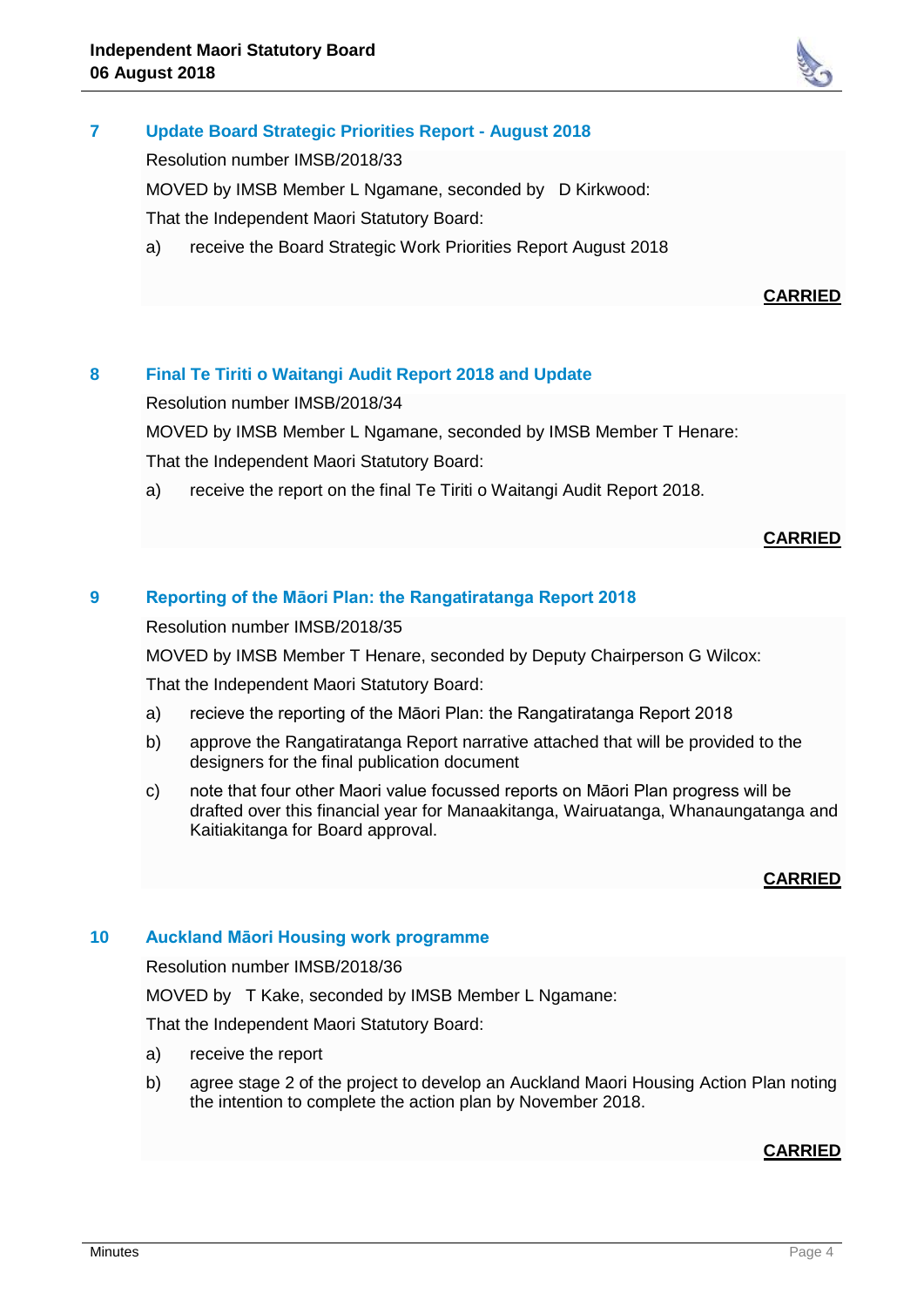## 7 Update Board Strategic Priorities Report - August 2018

Resolution number IMSB/2018/33

MOVED by IMSB Member L Ngamane, seconded by D Kirkwood:

That the Independent Maori Statutory Board:

a) receive the Board Strategic Work Priorities Report August 2018

**CARRIED**

## 8 Final Te Tiriti o Waitangi Audit Report 2018 and Update

Resolution number IMSB/2018/34

MOVED by IMSB Member L Ngamane, seconded by IMSB Member T Henare:

That the Independent Maori Statutory Board:

a) receive the report on the final Te Tiriti o Waitangi Audit Report 2018.

**CARRIED**

## 9 Reporting of the Māori Plan: the Rangatiratanga Report 2018

Resolution number IMSB/2018/35

MOVED by IMSB Member T Henare, seconded by Deputy Chairperson G Wilcox:

That the Independent Maori Statutory Board:

a) recieve the reporting of the Māori Plan: the Rangatiratanga Report 2018

b) approve the Rangatiratanga Report narrative attached that will be provided to the designers for the final publication document

c) note that four other Maori value focussed reports on Māori Plan progress will be drafted over this financial year for Manaakitanga, Wairuatanga, Whanaungatanga and Kaitiakitanga for Board approval.

**CARRIED**

## 10 Auckland Māori Housing work programme

Resolution number IMSB/2018/36

MOVED by T Kake, seconded by IMSB Member L Ngamane:

That the Independent Maori Statutory Board:

a) receive the report

b) agree stage 2 of the project to develop an Auckland Maori Housing Action Plan noting the intention to complete the action plan by November 2018.

**CARRIED**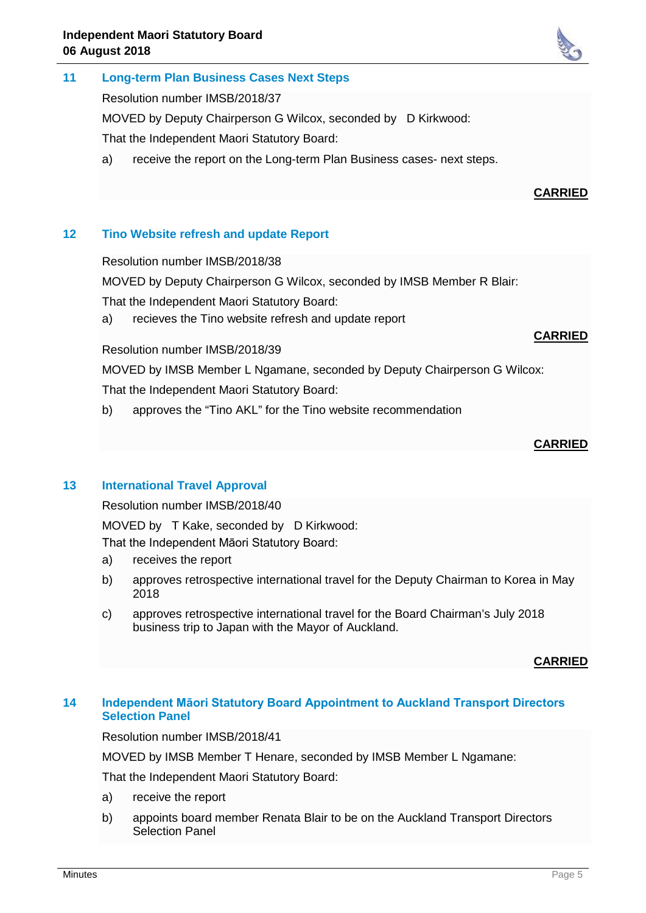## 11 Long-term Plan Business Cases Next Steps

Resolution number IMSB/2018/37

MOVED by Deputy Chairperson G Wilcox, seconded by D Kirkwood:

That the Independent Maori Statutory Board:

a) receive the report on the Long-term Plan Business cases- next steps.

**CARRIED**

## 12 Tino Website refresh and update Report

Resolution number IMSB/2018/38

MOVED by Deputy Chairperson G Wilcox, seconded by IMSB Member R Blair:

That the Independent Maori Statutory Board:

a) recieves the Tino website refresh and update report

**CARRIED**

Resolution number IMSB/2018/39

MOVED by IMSB Member L Ngamane, seconded by Deputy Chairperson G Wilcox:

That the Independent Maori Statutory Board:

b) approves the "Tino AKL" for the Tino website recommendation

**CARRIED**

## 13 International Travel Approval

Resolution number IMSB/2018/40

MOVED by T Kake, seconded by D Kirkwood:

That the Independent Māori Statutory Board:

a) receives the report

b) approves retrospective international travel for the Deputy Chairman to Korea in May 2018

c) approves retrospective international travel for the Board Chairman's July 2018 business trip to Japan with the Mayor of Auckland.

**CARRIED**

## 14 Independent Māori Statutory Board Appointment to Auckland Transport Directors Selection Panel

Resolution number IMSB/2018/41

MOVED by IMSB Member T Henare, seconded by IMSB Member L Ngamane:

That the Independent Maori Statutory Board:

a) receive the report

b) appoints board member Renata Blair to be on the Auckland Transport Directors Selection Panel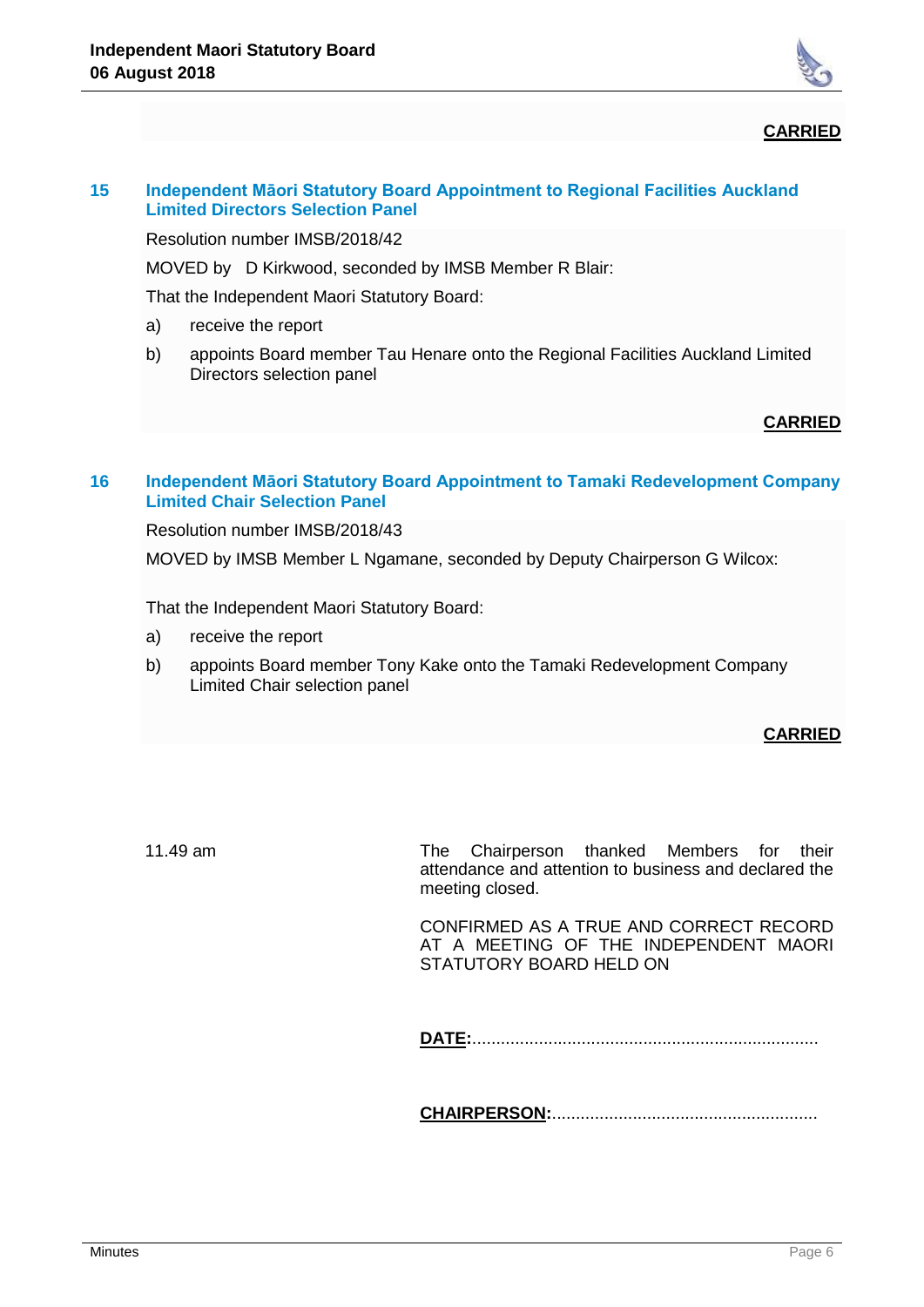**CARRIED**

## 15 Independent Māori Statutory Board Appointment to Regional Facilities Auckland Limited Directors Selection Panel

Resolution number IMSB/2018/42

MOVED by D Kirkwood, seconded by IMSB Member R Blair:

That the Independent Maori Statutory Board:

a) receive the report

b) appoints Board member Tau Henare onto the Regional Facilities Auckland Limited Directors selection panel

**CARRIED**

## 16 Independent Māori Statutory Board Appointment to Tamaki Redevelopment Company Limited Chair Selection Panel

Resolution number IMSB/2018/43

MOVED by IMSB Member L Ngamane, seconded by Deputy Chairperson G Wilcox:

That the Independent Maori Statutory Board:

a) receive the report

b) appoints Board member Tony Kake onto the Tamaki Redevelopment Company Limited Chair selection panel

**CARRIED**

11.49 am

The Chairperson thanked Members for their attendance and attention to business and declared the meeting closed.

CONFIRMED AS A TRUE AND CORRECT RECORD AT A MEETING OF THE INDEPENDENT MAORI STATUTORY BOARD HELD ON

**DATE:**........................................................................

**CHAIRPERSON:**........................................................